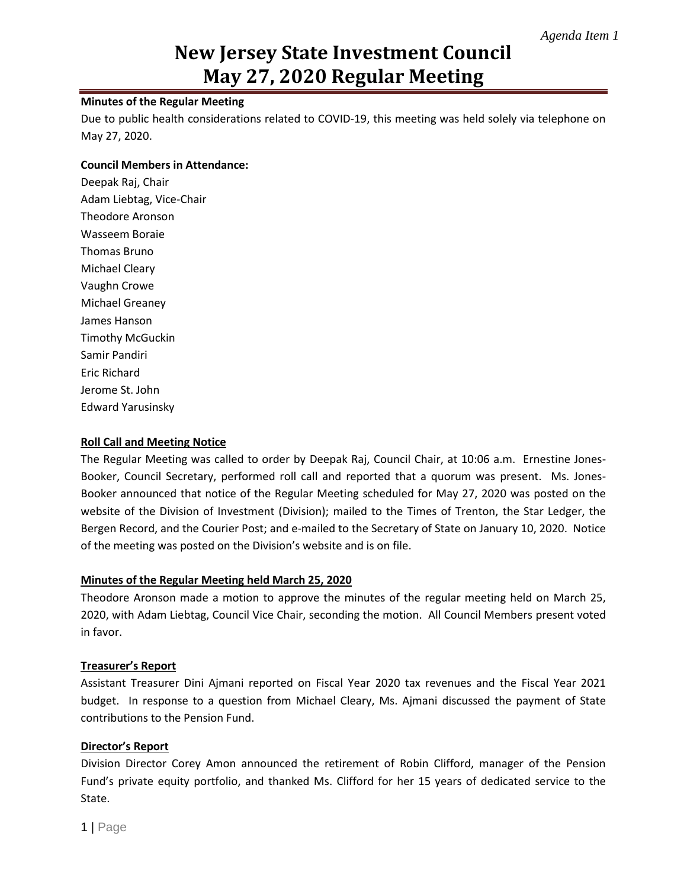*Agenda Item 1*

# New Jersey State Investment Council May 27, 2020 Regular Meeting

**Minutes of the Regular Meeting**

Due to public health considerations related to COVID-19, this meeting was held solely via telephone on May 27, 2020.

**Council Members in Attendance:**

Deepak Raj, Chair
Adam Liebtag, Vice-Chair
Theodore Aronson
Wasseem Boraie
Thomas Bruno
Michael Cleary
Vaughn Crowe
Michael Greaney
James Hanson
Timothy McGuckin
Samir Pandiri
Eric Richard
Jerome St. John
Edward Yarusinsky

**Roll Call and Meeting Notice**

The Regular Meeting was called to order by Deepak Raj, Council Chair, at 10:06 a.m. Ernestine Jones-Booker, Council Secretary, performed roll call and reported that a quorum was present. Ms. Jones-Booker announced that notice of the Regular Meeting scheduled for May 27, 2020 was posted on the website of the Division of Investment (Division); mailed to the Times of Trenton, the Star Ledger, the Bergen Record, and the Courier Post; and e-mailed to the Secretary of State on January 10, 2020. Notice of the meeting was posted on the Division's website and is on file.

**Minutes of the Regular Meeting held March 25, 2020**

Theodore Aronson made a motion to approve the minutes of the regular meeting held on March 25, 2020, with Adam Liebtag, Council Vice Chair, seconding the motion. All Council Members present voted in favor.

**Treasurer's Report**

Assistant Treasurer Dini Ajmani reported on Fiscal Year 2020 tax revenues and the Fiscal Year 2021 budget. In response to a question from Michael Cleary, Ms. Ajmani discussed the payment of State contributions to the Pension Fund.

**Director's Report**

Division Director Corey Amon announced the retirement of Robin Clifford, manager of the Pension Fund's private equity portfolio, and thanked Ms. Clifford for her 15 years of dedicated service to the State.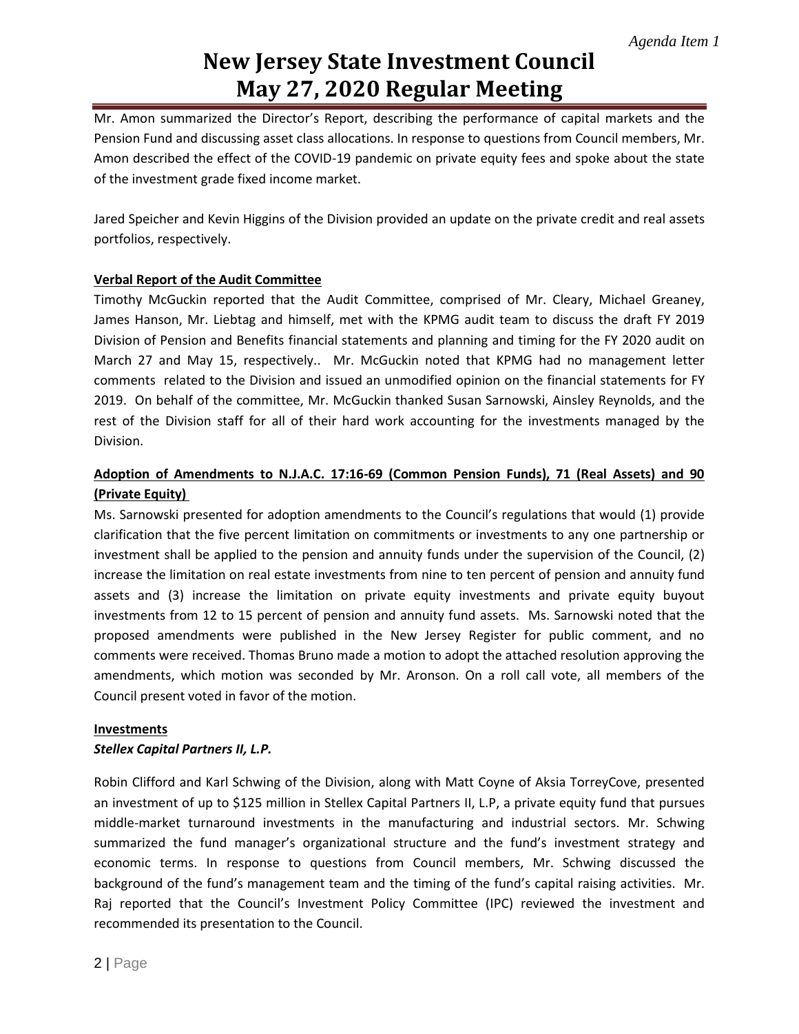Mr. Amon summarized the Director's Report, describing the performance of capital markets and the Pension Fund and discussing asset class allocations. In response to questions from Council members, Mr. Amon described the effect of the COVID-19 pandemic on private equity fees and spoke about the state of the investment grade fixed income market.

Jared Speicher and Kevin Higgins of the Division provided an update on the private credit and real assets portfolios, respectively.

**Verbal Report of the Audit Committee**

Timothy McGuckin reported that the Audit Committee, comprised of Mr. Cleary, Michael Greaney, James Hanson, Mr. Liebtag and himself, met with the KPMG audit team to discuss the draft FY 2019 Division of Pension and Benefits financial statements and planning and timing for the FY 2020 audit on March 27 and May 15, respectively.. Mr. McGuckin noted that KPMG had no management letter comments related to the Division and issued an unmodified opinion on the financial statements for FY 2019. On behalf of the committee, Mr. McGuckin thanked Susan Sarnowski, Ainsley Reynolds, and the rest of the Division staff for all of their hard work accounting for the investments managed by the Division.

**Adoption of Amendments to N.J.A.C. 17:16-69 (Common Pension Funds), 71 (Real Assets) and 90 (Private Equity)**

Ms. Sarnowski presented for adoption amendments to the Council's regulations that would (1) provide clarification that the five percent limitation on commitments or investments to any one partnership or investment shall be applied to the pension and annuity funds under the supervision of the Council, (2) increase the limitation on real estate investments from nine to ten percent of pension and annuity fund assets and (3) increase the limitation on private equity investments and private equity buyout investments from 12 to 15 percent of pension and annuity fund assets. Ms. Sarnowski noted that the proposed amendments were published in the New Jersey Register for public comment, and no comments were received. Thomas Bruno made a motion to adopt the attached resolution approving the amendments, which motion was seconded by Mr. Aronson. On a roll call vote, all members of the Council present voted in favor of the motion.

**Investments**

***Stellex Capital Partners II, L.P.***

Robin Clifford and Karl Schwing of the Division, along with Matt Coyne of Aksia TorreyCove, presented an investment of up to $125 million in Stellex Capital Partners II, L.P, a private equity fund that pursues middle-market turnaround investments in the manufacturing and industrial sectors. Mr. Schwing summarized the fund manager's organizational structure and the fund's investment strategy and economic terms. In response to questions from Council members, Mr. Schwing discussed the background of the fund's management team and the timing of the fund's capital raising activities. Mr. Raj reported that the Council's Investment Policy Committee (IPC) reviewed the investment and recommended its presentation to the Council.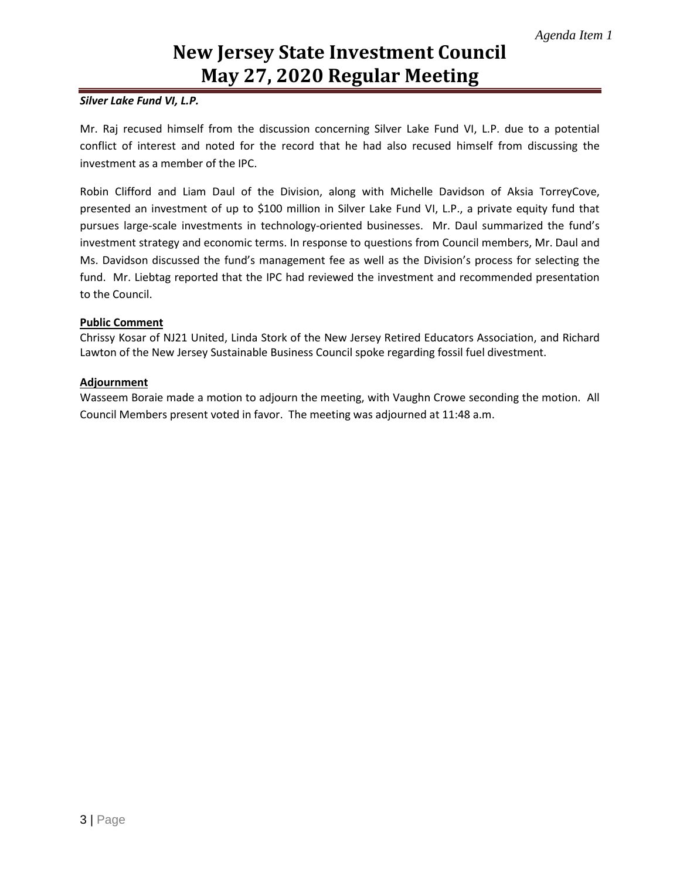*Silver Lake Fund VI, L.P.*

Mr. Raj recused himself from the discussion concerning Silver Lake Fund VI, L.P. due to a potential conflict of interest and noted for the record that he had also recused himself from discussing the investment as a member of the IPC.

Robin Clifford and Liam Daul of the Division, along with Michelle Davidson of Aksia TorreyCove, presented an investment of up to $100 million in Silver Lake Fund VI, L.P., a private equity fund that pursues large-scale investments in technology-oriented businesses. Mr. Daul summarized the fund's investment strategy and economic terms. In response to questions from Council members, Mr. Daul and Ms. Davidson discussed the fund's management fee as well as the Division's process for selecting the fund. Mr. Liebtag reported that the IPC had reviewed the investment and recommended presentation to the Council.

**Public Comment**

Chrissy Kosar of NJ21 United, Linda Stork of the New Jersey Retired Educators Association, and Richard Lawton of the New Jersey Sustainable Business Council spoke regarding fossil fuel divestment.

**Adjournment**

Wasseem Boraie made a motion to adjourn the meeting, with Vaughn Crowe seconding the motion. All Council Members present voted in favor. The meeting was adjourned at 11:48 a.m.